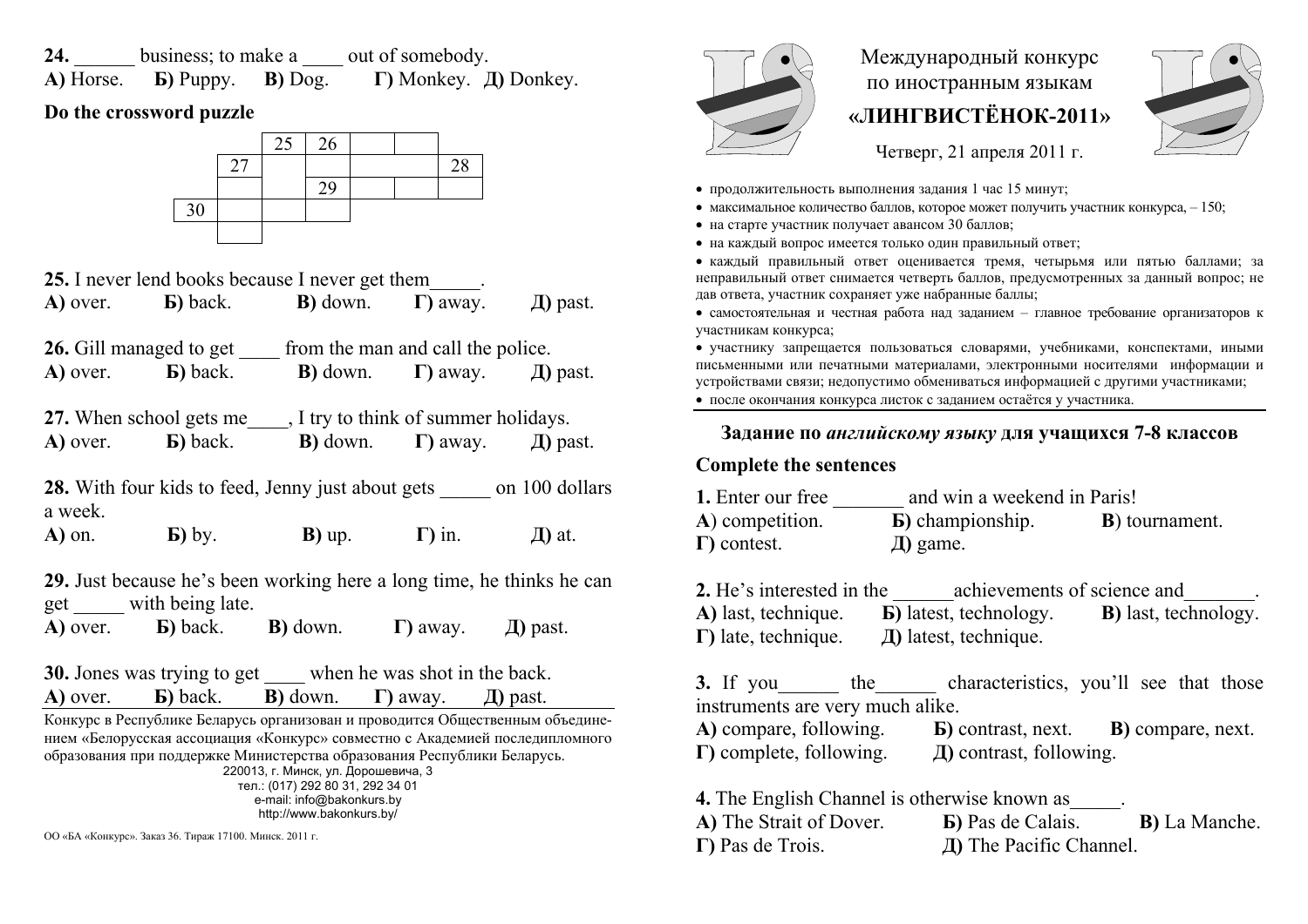**24.** ______ business; to make a ____ out of somebody.

**А)** Horse. **Б)** Puppy. **В)** Dog. **Г)** Monkey. **Д)** Donkey.

**Do the crossword puzzle**

| | | 25 | 26 | | | |
|---|---|---|---|---|---|---|
| | 27 | | | | | 28 |
| | | | 29 | | | |
| 30 | | | | | | |
| | | | | | | |

**25.** I never lend books because I never get them_____.

**А)** over. **Б)** back. **В)** down. **Г)** away. **Д)** past.

**26.** Gill managed to get ____ from the man and call the police.

**А)** over. **Б)** back. **В)** down. **Г)** away. **Д)** past.

**27.** When school gets me____, I try to think of summer holidays.

**А)** over. **Б)** back. **В)** down. **Г)** away. **Д)** past.

**28.** With four kids to feed, Jenny just about gets _____ on 100 dollars a week.

**А)** on. **Б)** by. **В)** up. **Г)** in. **Д)** at.

**29.** Just because he's been working here a long time, he thinks he can get _____ with being late.

**А)** over. **Б)** back. **В)** down. **Г)** away. **Д)** past.

**30.** Jones was trying to get ____ when he was shot in the back.

**А)** over. **Б)** back. **В)** down. **Г)** away. **Д)** past.

Конкурс в Республике Беларусь организован и проводится Общественным объединением «Белорусская ассоциация «Конкурс» совместно с Академией последипломного образования при поддержке Министерства образования Республики Беларусь.

220013, г. Минск, ул. Дорошевича, 3
тел.: (017) 292 80 31, 292 34 01
e-mail: info@bakonkurs.by
http://www.bakonkurs.by/

ОО «БА «Конкурс». Заказ 36. Тираж 17100. Минск. 2011 г.

# Международный конкурс по иностранным языкам

# «ЛИНГВИСТЁНОК-2011»

Четверг, 21 апреля 2011 г.

- продолжительность выполнения задания 1 час 15 минут;
- максимальное количество баллов, которое может получить участник конкурса, – 150;
- на старте участник получает авансом 30 баллов;
- на каждый вопрос имеется только один правильный ответ;
- каждый правильный ответ оценивается тремя, четырьмя или пятью баллами; за неправильный ответ снимается четверть баллов, предусмотренных за данный вопрос; не дав ответа, участник сохраняет уже набранные баллы;
- самостоятельная и честная работа над заданием – главное требование организаторов к участникам конкурса;
- участнику запрещается пользоваться словарями, учебниками, конспектами, иными письменными или печатными материалами, электронными носителями информации и устройствами связи; недопустимо обмениваться информацией с другими участниками;
- после окончания конкурса листок с заданием остаётся у участника.

## Задание по *английскому языку* для учащихся 7-8 классов

**Complete the sentences**

**1.** Enter our free _______ and win a weekend in Paris!

**А**) competition. **Б)** championship. **В**) tournament.
**Г)** contest. **Д)** game.

**2.** He's interested in the ______achievements of science and_______.

**А)** last, technique. **Б)** latest, technology. **В)** last, technology.
**Г)** late, technique. **Д)** latest, technique.

**3.** If you______ the______ characteristics, you'll see that those instruments are very much alike.

**А)** compare, following. **Б)** contrast, next. **В)** compare, next.
**Г)** complete, following. **Д)** contrast, following.

**4.** The English Channel is otherwise known as_____.

**А)** The Strait of Dover. **Б)** Pas de Calais. **В)** La Manche.
**Г)** Pas de Trois. **Д)** The Pacific Channel.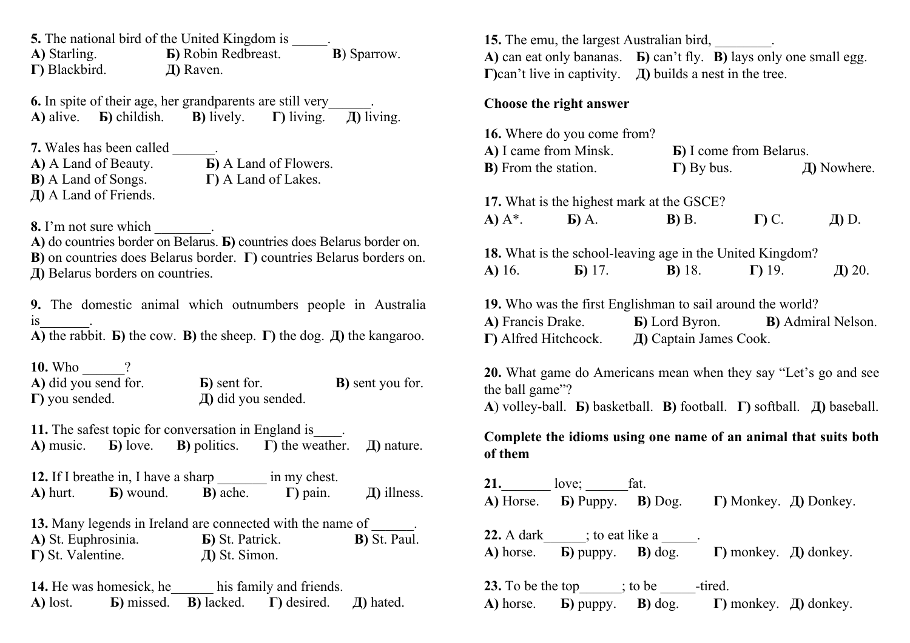**5.** The national bird of the United Kingdom is _____.
**А)** Starling. **Б)** Robin Redbreast. **В**) Sparrow.
**Г)** Blackbird. **Д)** Raven.

**6.** In spite of their age, her grandparents are still very______.
**А)** alive. **Б)** childish. **В)** lively. **Г)** living. **Д)** living.

**7.** Wales has been called ______.
**А)** A Land of Beauty. **Б)** A Land of Flowers.
**В)** A Land of Songs. **Г)** A Land of Lakes.
**Д)** A Land of Friends.

**8.** I'm not sure which ________.
**А)** do countries border on Belarus. **Б)** countries does Belarus border on.
**В)** on countries does Belarus border. **Г)** countries Belarus borders on.
**Д)** Belarus borders on countries.

**9.** The domestic animal which outnumbers people in Australia is_______.
**А)** the rabbit. **Б)** the cow. **В)** the sheep. **Г)** the dog. **Д)** the kangaroo.

**10.** Who ______?
**А)** did you send for. **Б)** sent for. **В)** sent you for.
**Г)** you sended. **Д)** did you sended.

**11.** The safest topic for conversation in England is____.
**А)** music. **Б)** love. **В)** politics. **Г)** the weather. **Д)** nature.

**12.** If I breathe in, I have a sharp _______ in my chest.
**А)** hurt. **Б)** wound. **В)** ache. **Г)** pain. **Д)** illness.

**13.** Many legends in Ireland are connected with the name of ______.
**А)** St. Euphrosinia. **Б)** St. Patrick. **В)** St. Paul.
**Г)** St. Valentine. **Д)** St. Simon.

**14.** He was homesick, he______ his family and friends.
**А)** lost. **Б)** missed. **В)** lacked. **Г)** desired. **Д)** hated.

**15.** The emu, the largest Australian bird, ________.
**А)** can eat only bananas. **Б)** can't fly. **В)** lays only one small egg.
**Г)**can't live in captivity. **Д)** builds a nest in the tree.

**Choose the right answer**

**16.** Where do you come from?
**А)** I came from Minsk. **Б)** I come from Belarus.
**В)** From the station. **Г)** By bus. **Д)** Nowhere.

**17.** What is the highest mark at the GSCE?
**А)** A*. **Б)** A. **В)** B. **Г)** C. **Д)** D.

**18.** What is the school-leaving age in the United Kingdom?
**А)** 16. **Б)** 17. **В)** 18. **Г)** 19. **Д)** 20.

**19.** Who was the first Englishman to sail around the world?
**А)** Francis Drake. **Б)** Lord Byron. **В)** Admiral Nelson.
**Г)** Alfred Hitchcock. **Д)** Captain James Cook.

**20.** What game do Americans mean when they say "Let's go and see the ball game"?
**А**) volley-ball. **Б)** basketball. **В)** football. **Г)** softball. **Д)** baseball.

**Complete the idioms using one name of an animal that suits both of them**

**21.**_______ love; ______fat.
**А)** Horse. **Б)** Puppy. **В)** Dog. **Г)** Monkey. **Д)** Donkey.

**22.** A dark______; to eat like a _____.
**А)** horse. **Б)** puppy. **В)** dog. **Г)** monkey. **Д)** donkey.

**23.** To be the top______; to be _____-tired.
**А)** horse. **Б)** puppy. **В)** dog. **Г)** monkey. **Д)** donkey.